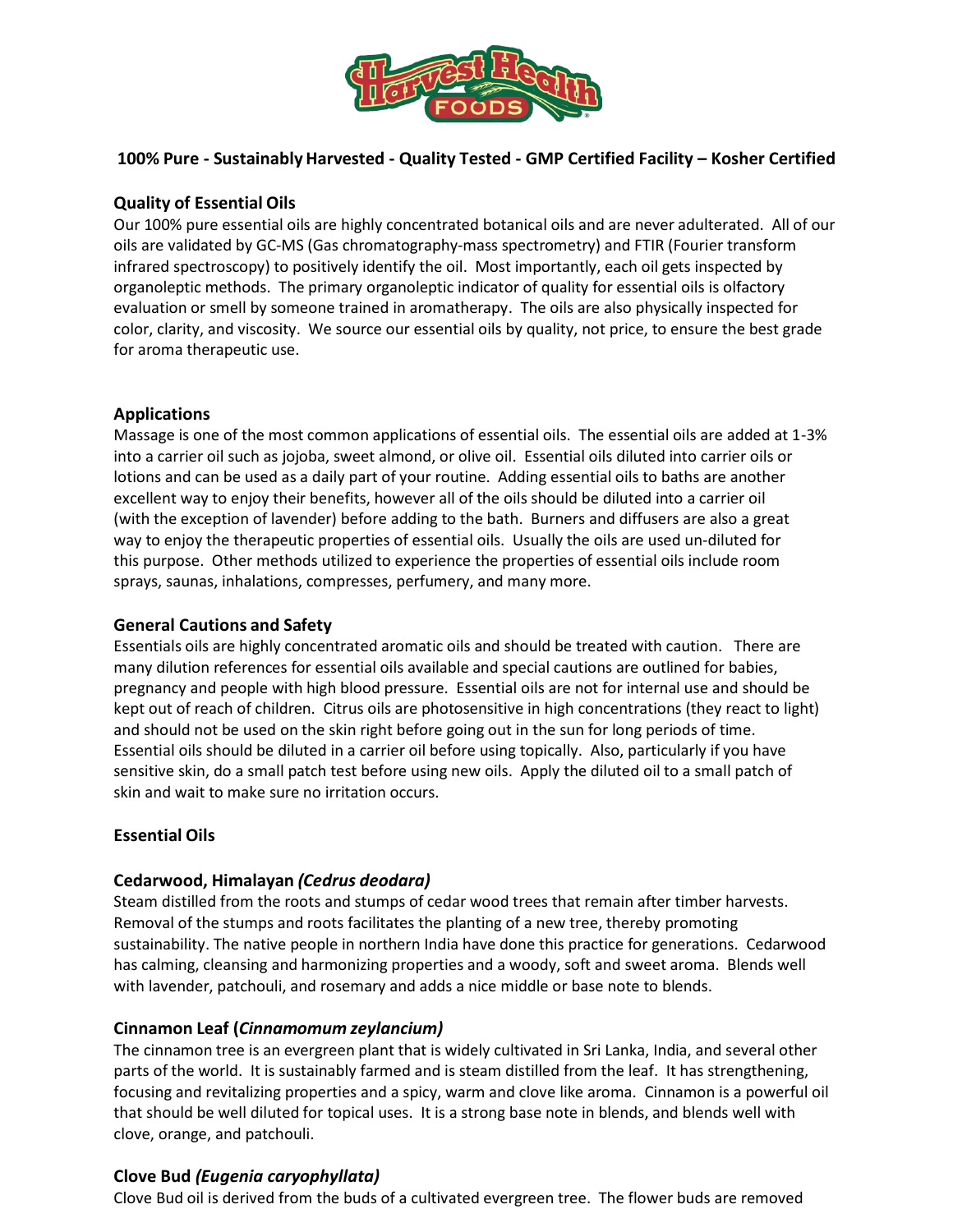**100% Pure - Sustainably Harvested - Quality Tested - GMP Certified Facility – Kosher Certified**

## Quality of Essential Oils

Our 100% pure essential oils are highly concentrated botanical oils and are never adulterated. All of our oils are validated by GC-MS (Gas chromatography-mass spectrometry) and FTIR (Fourier transform infrared spectroscopy) to positively identify the oil. Most importantly, each oil gets inspected by organoleptic methods. The primary organoleptic indicator of quality for essential oils is olfactory evaluation or smell by someone trained in aromatherapy. The oils are also physically inspected for color, clarity, and viscosity. We source our essential oils by quality, not price, to ensure the best grade for aroma therapeutic use.

## Applications

Massage is one of the most common applications of essential oils. The essential oils are added at 1-3% into a carrier oil such as jojoba, sweet almond, or olive oil. Essential oils diluted into carrier oils or lotions and can be used as a daily part of your routine. Adding essential oils to baths are another excellent way to enjoy their benefits, however all of the oils should be diluted into a carrier oil (with the exception of lavender) before adding to the bath. Burners and diffusers are also a great way to enjoy the therapeutic properties of essential oils. Usually the oils are used un-diluted for this purpose. Other methods utilized to experience the properties of essential oils include room sprays, saunas, inhalations, compresses, perfumery, and many more.

## General Cautions and Safety

Essentials oils are highly concentrated aromatic oils and should be treated with caution. There are many dilution references for essential oils available and special cautions are outlined for babies, pregnancy and people with high blood pressure. Essential oils are not for internal use and should be kept out of reach of children. Citrus oils are photosensitive in high concentrations (they react to light) and should not be used on the skin right before going out in the sun for long periods of time. Essential oils should be diluted in a carrier oil before using topically. Also, particularly if you have sensitive skin, do a small patch test before using new oils. Apply the diluted oil to a small patch of skin and wait to make sure no irritation occurs.

## Essential Oils

### Cedarwood, Himalayan *(Cedrus deodara)*

Steam distilled from the roots and stumps of cedar wood trees that remain after timber harvests. Removal of the stumps and roots facilitates the planting of a new tree, thereby promoting sustainability. The native people in northern India have done this practice for generations. Cedarwood has calming, cleansing and harmonizing properties and a woody, soft and sweet aroma. Blends well with lavender, patchouli, and rosemary and adds a nice middle or base note to blends.

### Cinnamon Leaf (*Cinnamomum zeylancium)*

The cinnamon tree is an evergreen plant that is widely cultivated in Sri Lanka, India, and several other parts of the world. It is sustainably farmed and is steam distilled from the leaf. It has strengthening, focusing and revitalizing properties and a spicy, warm and clove like aroma. Cinnamon is a powerful oil that should be well diluted for topical uses. It is a strong base note in blends, and blends well with clove, orange, and patchouli.

### Clove Bud *(Eugenia caryophyllata)*

Clove Bud oil is derived from the buds of a cultivated evergreen tree. The flower buds are removed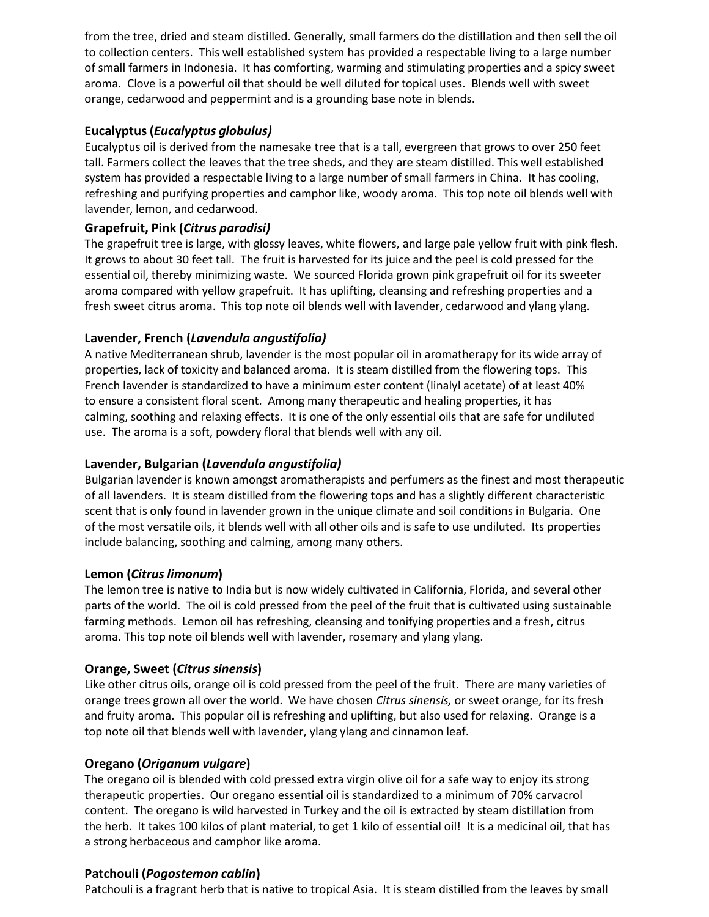from the tree, dried and steam distilled. Generally, small farmers do the distillation and then sell the oil to collection centers. This well established system has provided a respectable living to a large number of small farmers in Indonesia. It has comforting, warming and stimulating properties and a spicy sweet aroma. Clove is a powerful oil that should be well diluted for topical uses. Blends well with sweet orange, cedarwood and peppermint and is a grounding base note in blends.

### Eucalyptus (*Eucalyptus globulus)*

Eucalyptus oil is derived from the namesake tree that is a tall, evergreen that grows to over 250 feet tall. Farmers collect the leaves that the tree sheds, and they are steam distilled. This well established system has provided a respectable living to a large number of small farmers in China. It has cooling, refreshing and purifying properties and camphor like, woody aroma. This top note oil blends well with lavender, lemon, and cedarwood.

### Grapefruit, Pink (*Citrus paradisi)*

The grapefruit tree is large, with glossy leaves, white flowers, and large pale yellow fruit with pink flesh. It grows to about 30 feet tall. The fruit is harvested for its juice and the peel is cold pressed for the essential oil, thereby minimizing waste. We sourced Florida grown pink grapefruit oil for its sweeter aroma compared with yellow grapefruit. It has uplifting, cleansing and refreshing properties and a fresh sweet citrus aroma. This top note oil blends well with lavender, cedarwood and ylang ylang.

### Lavender, French (*Lavendula angustifolia)*

A native Mediterranean shrub, lavender is the most popular oil in aromatherapy for its wide array of properties, lack of toxicity and balanced aroma. It is steam distilled from the flowering tops. This French lavender is standardized to have a minimum ester content (linalyl acetate) of at least 40% to ensure a consistent floral scent. Among many therapeutic and healing properties, it has calming, soothing and relaxing effects. It is one of the only essential oils that are safe for undiluted use. The aroma is a soft, powdery floral that blends well with any oil.

### Lavender, Bulgarian (*Lavendula angustifolia)*

Bulgarian lavender is known amongst aromatherapists and perfumers as the finest and most therapeutic of all lavenders. It is steam distilled from the flowering tops and has a slightly different characteristic scent that is only found in lavender grown in the unique climate and soil conditions in Bulgaria. One of the most versatile oils, it blends well with all other oils and is safe to use undiluted. Its properties include balancing, soothing and calming, among many others.

### Lemon (*Citrus limonum*)

The lemon tree is native to India but is now widely cultivated in California, Florida, and several other parts of the world. The oil is cold pressed from the peel of the fruit that is cultivated using sustainable farming methods. Lemon oil has refreshing, cleansing and tonifying properties and a fresh, citrus aroma. This top note oil blends well with lavender, rosemary and ylang ylang.

### Orange, Sweet (*Citrus sinensis*)

Like other citrus oils, orange oil is cold pressed from the peel of the fruit. There are many varieties of orange trees grown all over the world. We have chosen *Citrus sinensis,* or sweet orange, for its fresh and fruity aroma. This popular oil is refreshing and uplifting, but also used for relaxing. Orange is a top note oil that blends well with lavender, ylang ylang and cinnamon leaf.

### Oregano (*Origanum vulgare*)

The oregano oil is blended with cold pressed extra virgin olive oil for a safe way to enjoy its strong therapeutic properties. Our oregano essential oil is standardized to a minimum of 70% carvacrol content. The oregano is wild harvested in Turkey and the oil is extracted by steam distillation from the herb. It takes 100 kilos of plant material, to get 1 kilo of essential oil! It is a medicinal oil, that has a strong herbaceous and camphor like aroma.

### Patchouli (*Pogostemon cablin*)

Patchouli is a fragrant herb that is native to tropical Asia. It is steam distilled from the leaves by small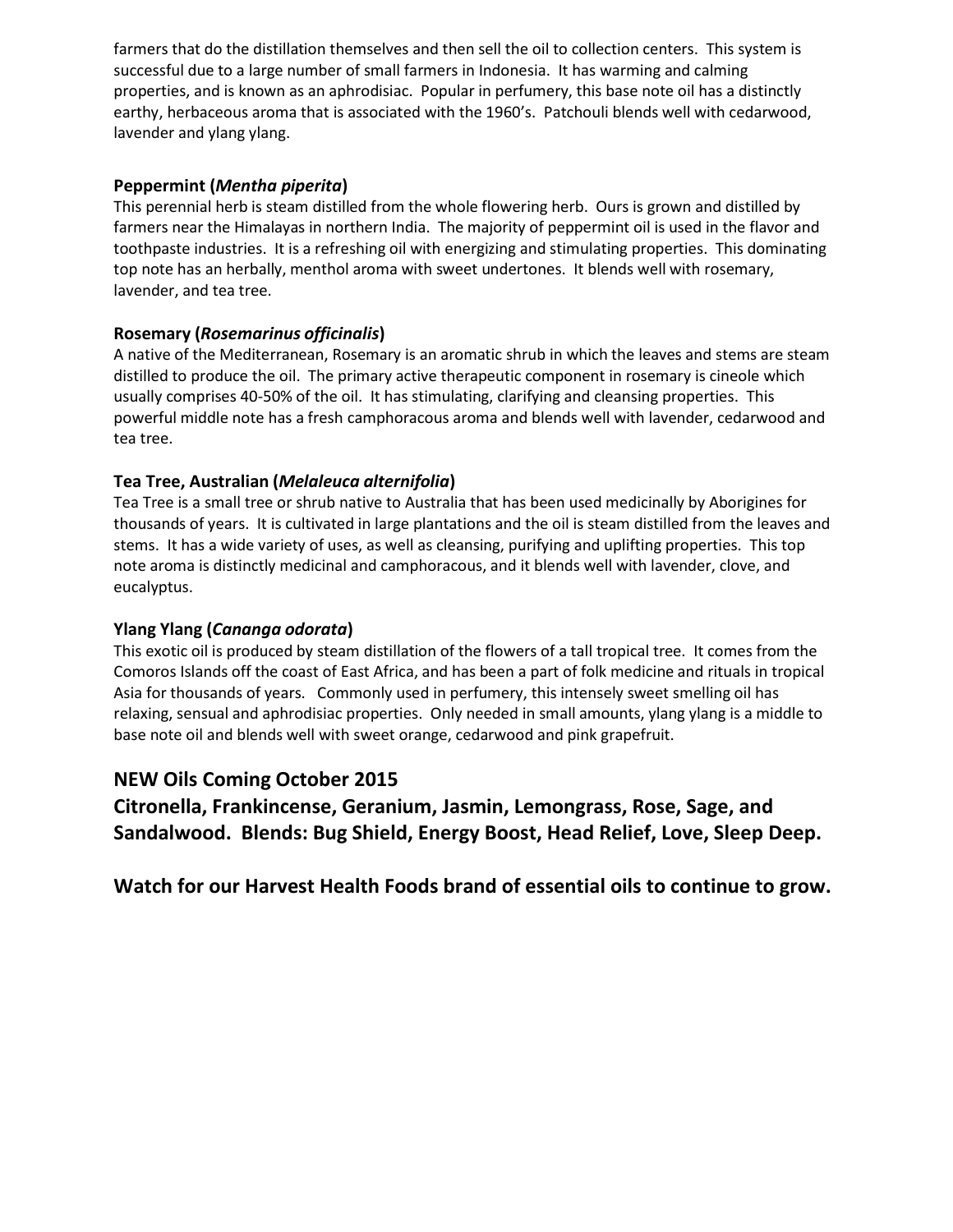farmers that do the distillation themselves and then sell the oil to collection centers. This system is successful due to a large number of small farmers in Indonesia. It has warming and calming properties, and is known as an aphrodisiac. Popular in perfumery, this base note oil has a distinctly earthy, herbaceous aroma that is associated with the 1960's. Patchouli blends well with cedarwood, lavender and ylang ylang.

**Peppermint (*Mentha piperita*)**
This perennial herb is steam distilled from the whole flowering herb. Ours is grown and distilled by farmers near the Himalayas in northern India. The majority of peppermint oil is used in the flavor and toothpaste industries. It is a refreshing oil with energizing and stimulating properties. This dominating top note has an herbally, menthol aroma with sweet undertones. It blends well with rosemary, lavender, and tea tree.

**Rosemary (*Rosemarinus officinalis*)**
A native of the Mediterranean, Rosemary is an aromatic shrub in which the leaves and stems are steam distilled to produce the oil. The primary active therapeutic component in rosemary is cineole which usually comprises 40-50% of the oil. It has stimulating, clarifying and cleansing properties. This powerful middle note has a fresh camphoracous aroma and blends well with lavender, cedarwood and tea tree.

**Tea Tree, Australian (*Melaleuca alternifolia*)**
Tea Tree is a small tree or shrub native to Australia that has been used medicinally by Aborigines for thousands of years. It is cultivated in large plantations and the oil is steam distilled from the leaves and stems. It has a wide variety of uses, as well as cleansing, purifying and uplifting properties. This top note aroma is distinctly medicinal and camphoracous, and it blends well with lavender, clove, and eucalyptus.

**Ylang Ylang (*Cananga odorata*)**
This exotic oil is produced by steam distillation of the flowers of a tall tropical tree. It comes from the Comoros Islands off the coast of East Africa, and has been a part of folk medicine and rituals in tropical Asia for thousands of years. Commonly used in perfumery, this intensely sweet smelling oil has relaxing, sensual and aphrodisiac properties. Only needed in small amounts, ylang ylang is a middle to base note oil and blends well with sweet orange, cedarwood and pink grapefruit.

## NEW Oils Coming October 2015
## Citronella, Frankincense, Geranium, Jasmin, Lemongrass, Rose, Sage, and Sandalwood. Blends: Bug Shield, Energy Boost, Head Relief, Love, Sleep Deep.

## Watch for our Harvest Health Foods brand of essential oils to continue to grow.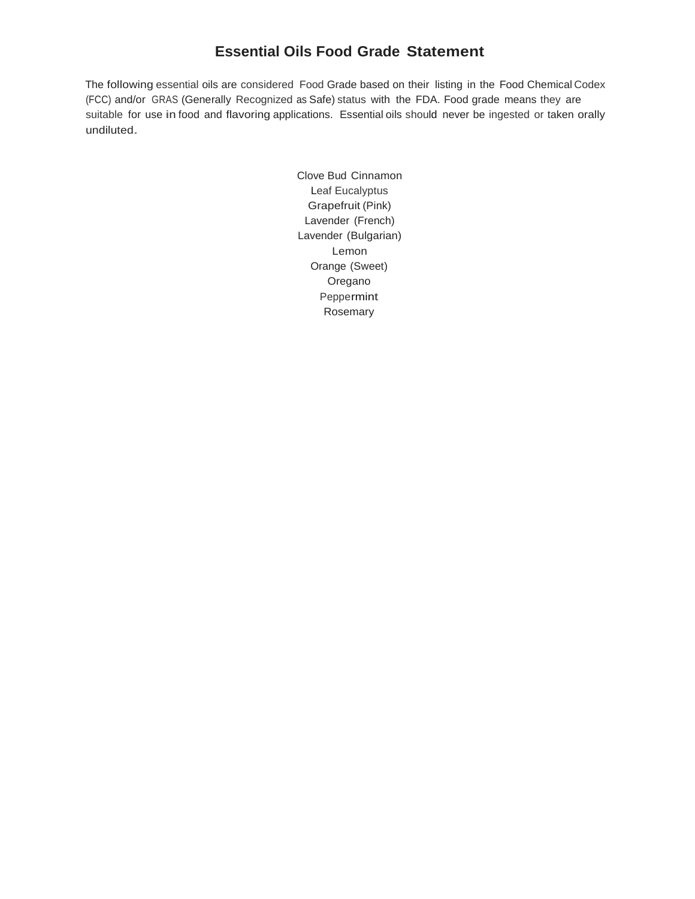# Essential Oils Food Grade Statement

The following essential oils are considered Food Grade based on their listing in the Food Chemical Codex (FCC) and/or GRAS (Generally Recognized as Safe) status with the FDA. Food grade means they are suitable for use in food and flavoring applications. Essential oils should never be ingested or taken orally undiluted.

Clove Bud Cinnamon
Leaf Eucalyptus
Grapefruit (Pink)
Lavender (French)
Lavender (Bulgarian)
Lemon
Orange (Sweet)
Oregano
Peppermint
Rosemary